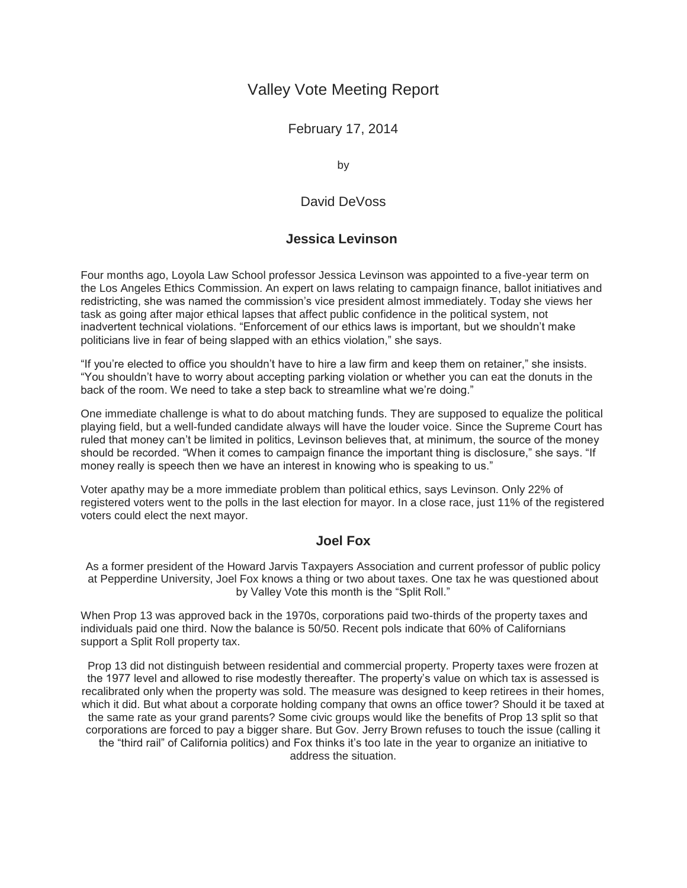# Valley Vote Meeting Report

February 17, 2014

by

David DeVoss

## Jessica Levinson

Four months ago, Loyola Law School professor Jessica Levinson was appointed to a five-year term on the Los Angeles Ethics Commission. An expert on laws relating to campaign finance, ballot initiatives and redistricting, she was named the commission's vice president almost immediately. Today she views her task as going after major ethical lapses that affect public confidence in the political system, not inadvertent technical violations. "Enforcement of our ethics laws is important, but we shouldn't make politicians live in fear of being slapped with an ethics violation," she says.

"If you're elected to office you shouldn't have to hire a law firm and keep them on retainer," she insists. "You shouldn't have to worry about accepting parking violation or whether you can eat the donuts in the back of the room. We need to take a step back to streamline what we're doing."

One immediate challenge is what to do about matching funds. They are supposed to equalize the political playing field, but a well-funded candidate always will have the louder voice. Since the Supreme Court has ruled that money can't be limited in politics, Levinson believes that, at minimum, the source of the money should be recorded. "When it comes to campaign finance the important thing is disclosure," she says. "If money really is speech then we have an interest in knowing who is speaking to us."

Voter apathy may be a more immediate problem than political ethics, says Levinson. Only 22% of registered voters went to the polls in the last election for mayor. In a close race, just 11% of the registered voters could elect the next mayor.

## Joel Fox

As a former president of the Howard Jarvis Taxpayers Association and current professor of public policy at Pepperdine University, Joel Fox knows a thing or two about taxes. One tax he was questioned about by Valley Vote this month is the "Split Roll."

When Prop 13 was approved back in the 1970s, corporations paid two-thirds of the property taxes and individuals paid one third. Now the balance is 50/50. Recent pols indicate that 60% of Californians support a Split Roll property tax.

Prop 13 did not distinguish between residential and commercial property. Property taxes were frozen at the 1977 level and allowed to rise modestly thereafter. The property's value on which tax is assessed is recalibrated only when the property was sold. The measure was designed to keep retirees in their homes, which it did. But what about a corporate holding company that owns an office tower? Should it be taxed at the same rate as your grand parents? Some civic groups would like the benefits of Prop 13 split so that corporations are forced to pay a bigger share. But Gov. Jerry Brown refuses to touch the issue (calling it the "third rail" of California politics) and Fox thinks it's too late in the year to organize an initiative to address the situation.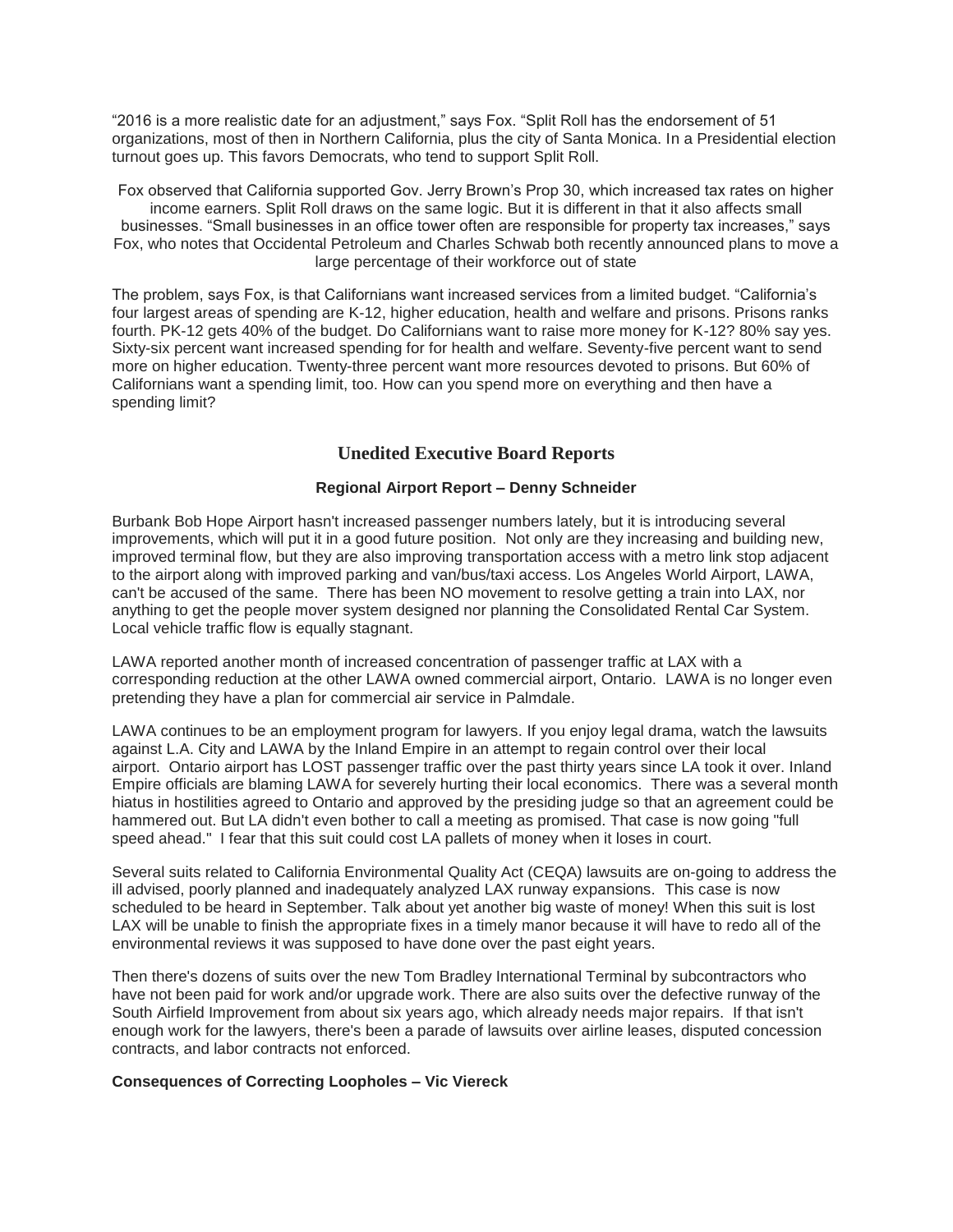"2016 is a more realistic date for an adjustment," says Fox. "Split Roll has the endorsement of 51 organizations, most of then in Northern California, plus the city of Santa Monica. In a Presidential election turnout goes up. This favors Democrats, who tend to support Split Roll.

Fox observed that California supported Gov. Jerry Brown's Prop 30, which increased tax rates on higher income earners. Split Roll draws on the same logic. But it is different in that it also affects small businesses. "Small businesses in an office tower often are responsible for property tax increases," says Fox, who notes that Occidental Petroleum and Charles Schwab both recently announced plans to move a large percentage of their workforce out of state

The problem, says Fox, is that Californians want increased services from a limited budget. "California's four largest areas of spending are K-12, higher education, health and welfare and prisons. Prisons ranks fourth. PK-12 gets 40% of the budget. Do Californians want to raise more money for K-12? 80% say yes. Sixty-six percent want increased spending for for health and welfare. Seventy-five percent want to send more on higher education. Twenty-three percent want more resources devoted to prisons. But 60% of Californians want a spending limit, too. How can you spend more on everything and then have a spending limit?

## Unedited Executive Board Reports

### Regional Airport Report – Denny Schneider

Burbank Bob Hope Airport hasn't increased passenger numbers lately, but it is introducing several improvements, which will put it in a good future position. Not only are they increasing and building new, improved terminal flow, but they are also improving transportation access with a metro link stop adjacent to the airport along with improved parking and van/bus/taxi access. Los Angeles World Airport, LAWA, can't be accused of the same. There has been NO movement to resolve getting a train into LAX, nor anything to get the people mover system designed nor planning the Consolidated Rental Car System. Local vehicle traffic flow is equally stagnant.

LAWA reported another month of increased concentration of passenger traffic at LAX with a corresponding reduction at the other LAWA owned commercial airport, Ontario. LAWA is no longer even pretending they have a plan for commercial air service in Palmdale.

LAWA continues to be an employment program for lawyers. If you enjoy legal drama, watch the lawsuits against L.A. City and LAWA by the Inland Empire in an attempt to regain control over their local airport. Ontario airport has LOST passenger traffic over the past thirty years since LA took it over. Inland Empire officials are blaming LAWA for severely hurting their local economics. There was a several month hiatus in hostilities agreed to Ontario and approved by the presiding judge so that an agreement could be hammered out. But LA didn't even bother to call a meeting as promised. That case is now going "full speed ahead." I fear that this suit could cost LA pallets of money when it loses in court.

Several suits related to California Environmental Quality Act (CEQA) lawsuits are on-going to address the ill advised, poorly planned and inadequately analyzed LAX runway expansions. This case is now scheduled to be heard in September. Talk about yet another big waste of money! When this suit is lost LAX will be unable to finish the appropriate fixes in a timely manor because it will have to redo all of the environmental reviews it was supposed to have done over the past eight years.

Then there's dozens of suits over the new Tom Bradley International Terminal by subcontractors who have not been paid for work and/or upgrade work. There are also suits over the defective runway of the South Airfield Improvement from about six years ago, which already needs major repairs. If that isn't enough work for the lawyers, there's been a parade of lawsuits over airline leases, disputed concession contracts, and labor contracts not enforced.

**Consequences of Correcting Loopholes – Vic Viereck**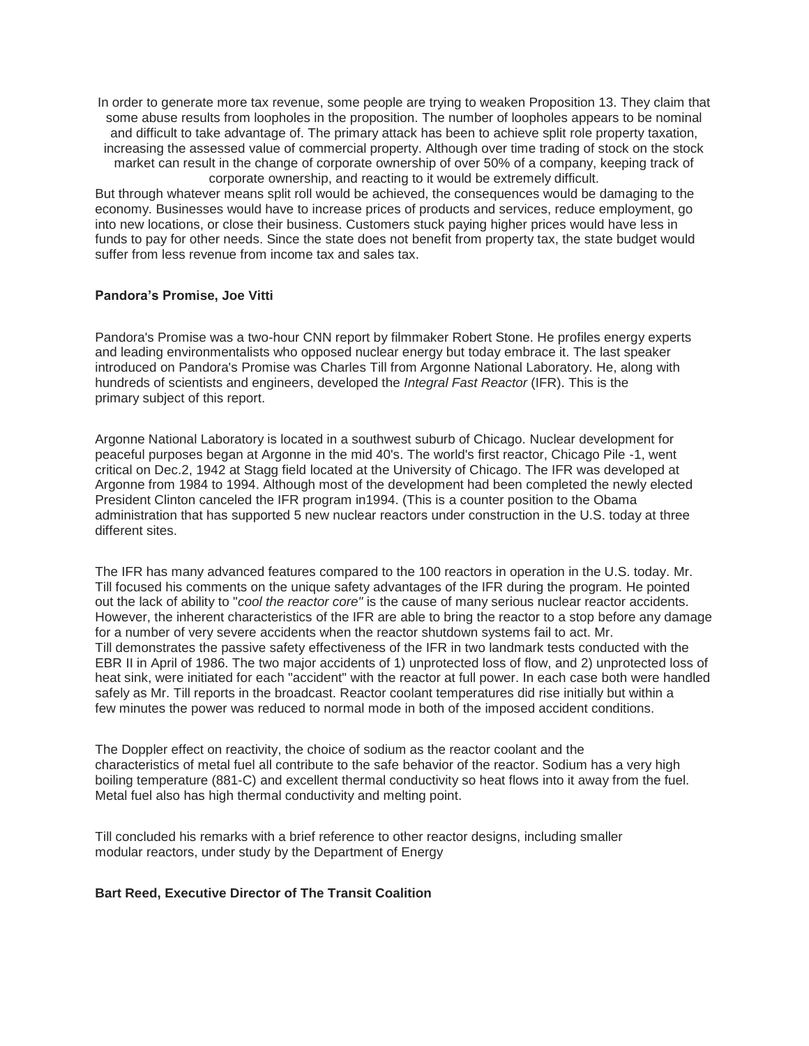In order to generate more tax revenue, some people are trying to weaken Proposition 13. They claim that some abuse results from loopholes in the proposition. The number of loopholes appears to be nominal and difficult to take advantage of. The primary attack has been to achieve split role property taxation, increasing the assessed value of commercial property. Although over time trading of stock on the stock market can result in the change of corporate ownership of over 50% of a company, keeping track of corporate ownership, and reacting to it would be extremely difficult.

But through whatever means split roll would be achieved, the consequences would be damaging to the economy. Businesses would have to increase prices of products and services, reduce employment, go into new locations, or close their business. Customers stuck paying higher prices would have less in funds to pay for other needs. Since the state does not benefit from property tax, the state budget would suffer from less revenue from income tax and sales tax.

**Pandora's Promise, Joe Vitti**

Pandora's Promise was a two-hour CNN report by filmmaker Robert Stone. He profiles energy experts and leading environmentalists who opposed nuclear energy but today embrace it. The last speaker introduced on Pandora's Promise was Charles Till from Argonne National Laboratory. He, along with hundreds of scientists and engineers, developed the *Integral Fast Reactor* (IFR). This is the primary subject of this report.

Argonne National Laboratory is located in a southwest suburb of Chicago. Nuclear development for peaceful purposes began at Argonne in the mid 40's. The world's first reactor, Chicago Pile -1, went critical on Dec.2, 1942 at Stagg field located at the University of Chicago. The IFR was developed at Argonne from 1984 to 1994. Although most of the development had been completed the newly elected President Clinton canceled the IFR program in1994. (This is a counter position to the Obama administration that has supported 5 new nuclear reactors under construction in the U.S. today at three different sites.

The IFR has many advanced features compared to the 100 reactors in operation in the U.S. today. Mr. Till focused his comments on the unique safety advantages of the IFR during the program. He pointed out the lack of ability to "*cool the reactor core"* is the cause of many serious nuclear reactor accidents. However, the inherent characteristics of the IFR are able to bring the reactor to a stop before any damage for a number of very severe accidents when the reactor shutdown systems fail to act. Mr. Till demonstrates the passive safety effectiveness of the IFR in two landmark tests conducted with the EBR II in April of 1986. The two major accidents of 1) unprotected loss of flow, and 2) unprotected loss of heat sink, were initiated for each "accident" with the reactor at full power. In each case both were handled safely as Mr. Till reports in the broadcast. Reactor coolant temperatures did rise initially but within a few minutes the power was reduced to normal mode in both of the imposed accident conditions.

The Doppler effect on reactivity, the choice of sodium as the reactor coolant and the characteristics of metal fuel all contribute to the safe behavior of the reactor. Sodium has a very high boiling temperature (881-C) and excellent thermal conductivity so heat flows into it away from the fuel. Metal fuel also has high thermal conductivity and melting point.

Till concluded his remarks with a brief reference to other reactor designs, including smaller modular reactors, under study by the Department of Energy

**Bart Reed, Executive Director of The Transit Coalition**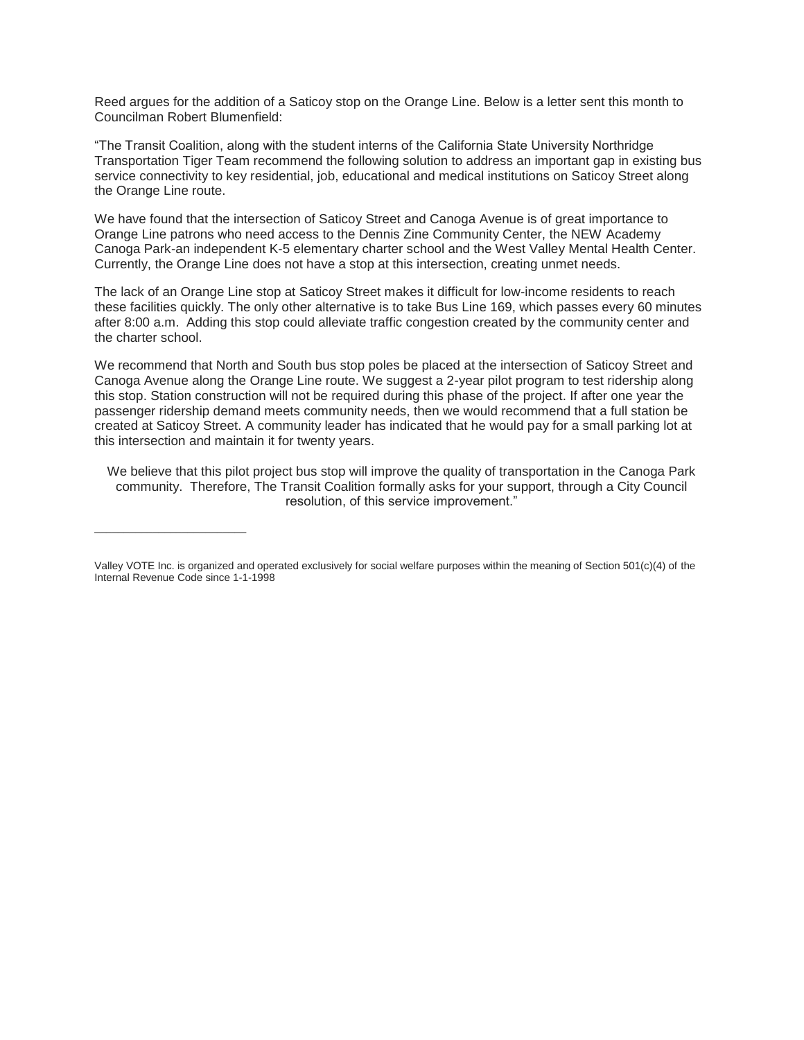Reed argues for the addition of a Saticoy stop on the Orange Line. Below is a letter sent this month to Councilman Robert Blumenfield:

"The Transit Coalition, along with the student interns of the California State University Northridge Transportation Tiger Team recommend the following solution to address an important gap in existing bus service connectivity to key residential, job, educational and medical institutions on Saticoy Street along the Orange Line route.

We have found that the intersection of Saticoy Street and Canoga Avenue is of great importance to Orange Line patrons who need access to the Dennis Zine Community Center, the NEW Academy Canoga Park-an independent K-5 elementary charter school and the West Valley Mental Health Center. Currently, the Orange Line does not have a stop at this intersection, creating unmet needs.

The lack of an Orange Line stop at Saticoy Street makes it difficult for low-income residents to reach these facilities quickly. The only other alternative is to take Bus Line 169, which passes every 60 minutes after 8:00 a.m. Adding this stop could alleviate traffic congestion created by the community center and the charter school.

We recommend that North and South bus stop poles be placed at the intersection of Saticoy Street and Canoga Avenue along the Orange Line route. We suggest a 2-year pilot program to test ridership along this stop. Station construction will not be required during this phase of the project. If after one year the passenger ridership demand meets community needs, then we would recommend that a full station be created at Saticoy Street. A community leader has indicated that he would pay for a small parking lot at this intersection and maintain it for twenty years.

We believe that this pilot project bus stop will improve the quality of transportation in the Canoga Park community. Therefore, The Transit Coalition formally asks for your support, through a City Council resolution, of this service improvement."

---

Valley VOTE Inc. is organized and operated exclusively for social welfare purposes within the meaning of Section 501(c)(4) of the Internal Revenue Code since 1-1-1998